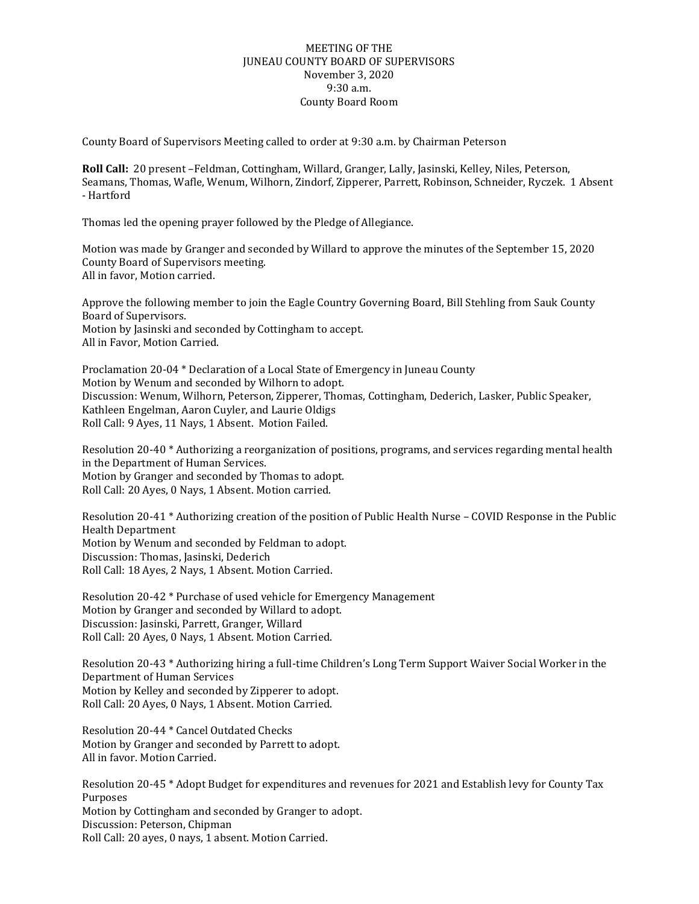# MEETING OF THE
# JUNEAU COUNTY BOARD OF SUPERVISORS

November 3, 2020
9:30 a.m.
County Board Room

County Board of Supervisors Meeting called to order at 9:30 a.m. by Chairman Peterson

**Roll Call:** 20 present –Feldman, Cottingham, Willard, Granger, Lally, Jasinski, Kelley, Niles, Peterson, Seamans, Thomas, Wafle, Wenum, Wilhorn, Zindorf, Zipperer, Parrett, Robinson, Schneider, Ryczek. 1 Absent - Hartford

Thomas led the opening prayer followed by the Pledge of Allegiance.

Motion was made by Granger and seconded by Willard to approve the minutes of the September 15, 2020 County Board of Supervisors meeting.
All in favor, Motion carried.

Approve the following member to join the Eagle Country Governing Board, Bill Stehling from Sauk County Board of Supervisors.
Motion by Jasinski and seconded by Cottingham to accept.
All in Favor, Motion Carried.

Proclamation 20-04 * Declaration of a Local State of Emergency in Juneau County
Motion by Wenum and seconded by Wilhorn to adopt.
Discussion: Wenum, Wilhorn, Peterson, Zipperer, Thomas, Cottingham, Dederich, Lasker, Public Speaker, Kathleen Engelman, Aaron Cuyler, and Laurie Oldigs
Roll Call: 9 Ayes, 11 Nays, 1 Absent. Motion Failed.

Resolution 20-40 * Authorizing a reorganization of positions, programs, and services regarding mental health in the Department of Human Services.
Motion by Granger and seconded by Thomas to adopt.
Roll Call: 20 Ayes, 0 Nays, 1 Absent. Motion carried.

Resolution 20-41 * Authorizing creation of the position of Public Health Nurse – COVID Response in the Public Health Department
Motion by Wenum and seconded by Feldman to adopt.
Discussion: Thomas, Jasinski, Dederich
Roll Call: 18 Ayes, 2 Nays, 1 Absent. Motion Carried.

Resolution 20-42 * Purchase of used vehicle for Emergency Management
Motion by Granger and seconded by Willard to adopt.
Discussion: Jasinski, Parrett, Granger, Willard
Roll Call: 20 Ayes, 0 Nays, 1 Absent. Motion Carried.

Resolution 20-43 * Authorizing hiring a full-time Children's Long Term Support Waiver Social Worker in the Department of Human Services
Motion by Kelley and seconded by Zipperer to adopt.
Roll Call: 20 Ayes, 0 Nays, 1 Absent. Motion Carried.

Resolution 20-44 * Cancel Outdated Checks
Motion by Granger and seconded by Parrett to adopt.
All in favor. Motion Carried.

Resolution 20-45 * Adopt Budget for expenditures and revenues for 2021 and Establish levy for County Tax Purposes
Motion by Cottingham and seconded by Granger to adopt.
Discussion: Peterson, Chipman
Roll Call: 20 ayes, 0 nays, 1 absent. Motion Carried.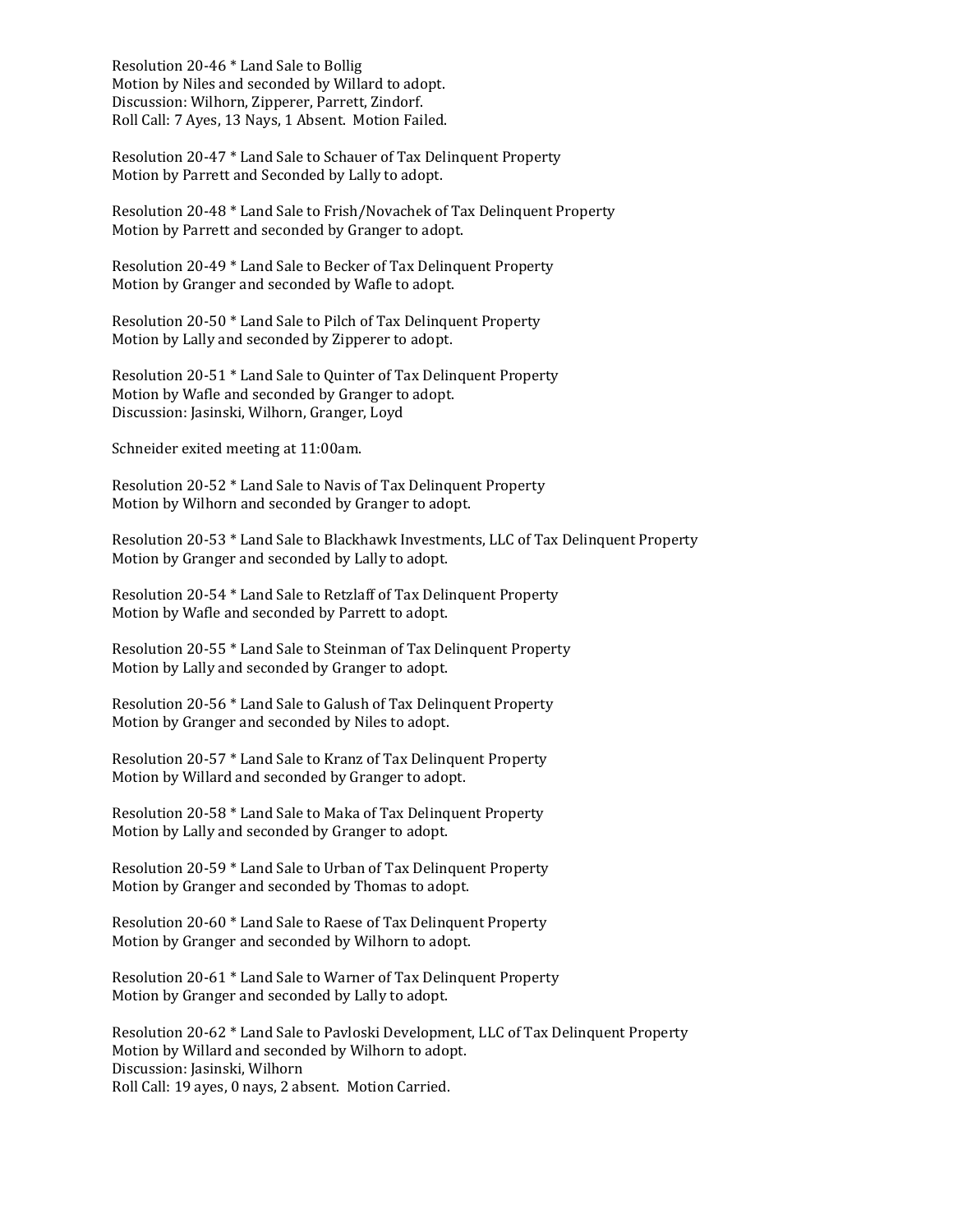Resolution 20-46 * Land Sale to Bollig
Motion by Niles and seconded by Willard to adopt.
Discussion: Wilhorn, Zipperer, Parrett, Zindorf.
Roll Call: 7 Ayes, 13 Nays, 1 Absent. Motion Failed.

Resolution 20-47 * Land Sale to Schauer of Tax Delinquent Property
Motion by Parrett and Seconded by Lally to adopt.

Resolution 20-48 * Land Sale to Frish/Novachek of Tax Delinquent Property
Motion by Parrett and seconded by Granger to adopt.

Resolution 20-49 * Land Sale to Becker of Tax Delinquent Property
Motion by Granger and seconded by Wafle to adopt.

Resolution 20-50 * Land Sale to Pilch of Tax Delinquent Property
Motion by Lally and seconded by Zipperer to adopt.

Resolution 20-51 * Land Sale to Quinter of Tax Delinquent Property
Motion by Wafle and seconded by Granger to adopt.
Discussion: Jasinski, Wilhorn, Granger, Loyd

Schneider exited meeting at 11:00am.

Resolution 20-52 * Land Sale to Navis of Tax Delinquent Property
Motion by Wilhorn and seconded by Granger to adopt.

Resolution 20-53 * Land Sale to Blackhawk Investments, LLC of Tax Delinquent Property
Motion by Granger and seconded by Lally to adopt.

Resolution 20-54 * Land Sale to Retzlaff of Tax Delinquent Property
Motion by Wafle and seconded by Parrett to adopt.

Resolution 20-55 * Land Sale to Steinman of Tax Delinquent Property
Motion by Lally and seconded by Granger to adopt.

Resolution 20-56 * Land Sale to Galush of Tax Delinquent Property
Motion by Granger and seconded by Niles to adopt.

Resolution 20-57 * Land Sale to Kranz of Tax Delinquent Property
Motion by Willard and seconded by Granger to adopt.

Resolution 20-58 * Land Sale to Maka of Tax Delinquent Property
Motion by Lally and seconded by Granger to adopt.

Resolution 20-59 * Land Sale to Urban of Tax Delinquent Property
Motion by Granger and seconded by Thomas to adopt.

Resolution 20-60 * Land Sale to Raese of Tax Delinquent Property
Motion by Granger and seconded by Wilhorn to adopt.

Resolution 20-61 * Land Sale to Warner of Tax Delinquent Property
Motion by Granger and seconded by Lally to adopt.

Resolution 20-62 * Land Sale to Pavloski Development, LLC of Tax Delinquent Property
Motion by Willard and seconded by Wilhorn to adopt.
Discussion: Jasinski, Wilhorn
Roll Call: 19 ayes, 0 nays, 2 absent. Motion Carried.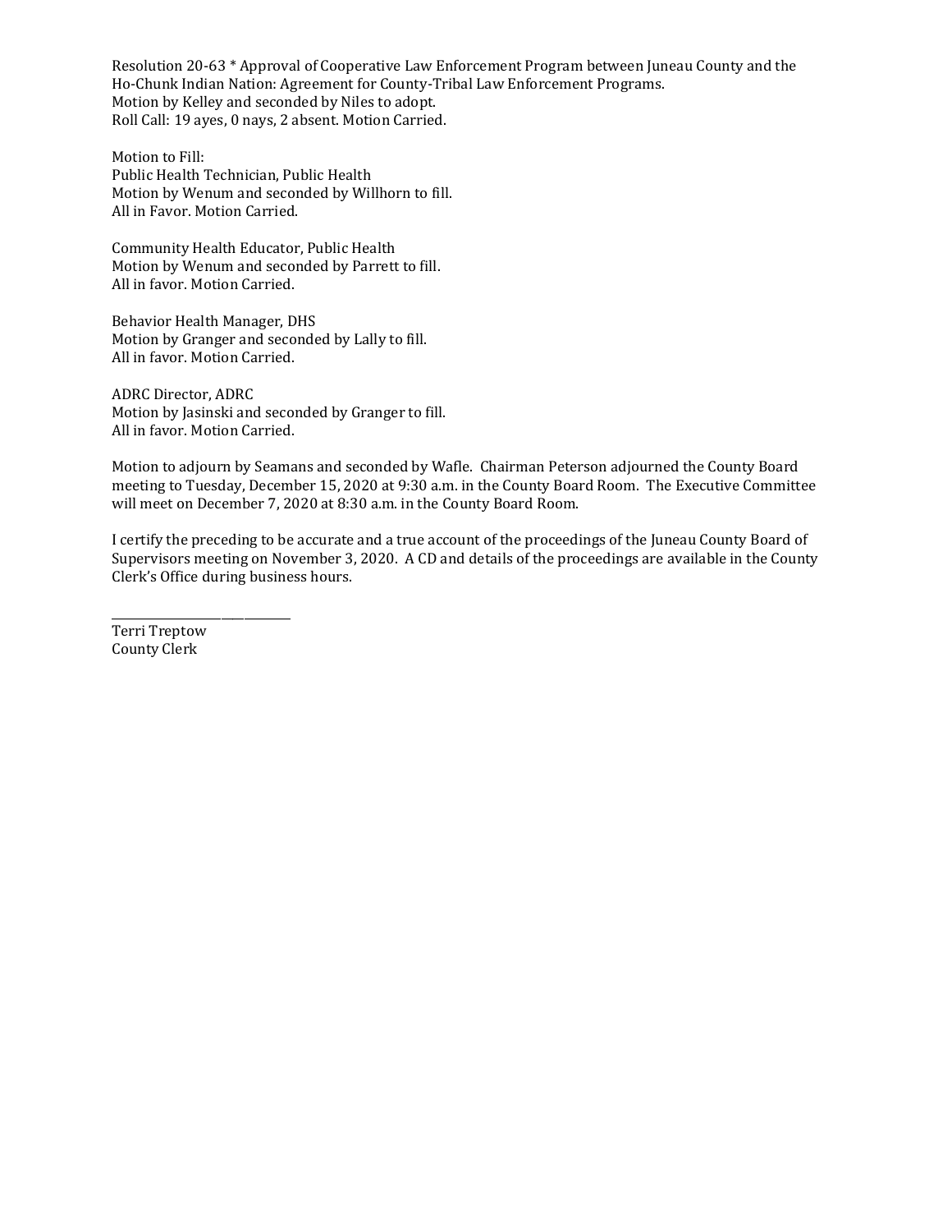Resolution 20-63 * Approval of Cooperative Law Enforcement Program between Juneau County and the Ho-Chunk Indian Nation: Agreement for County-Tribal Law Enforcement Programs.
Motion by Kelley and seconded by Niles to adopt.
Roll Call: 19 ayes, 0 nays, 2 absent. Motion Carried.

Motion to Fill:
Public Health Technician, Public Health
Motion by Wenum and seconded by Willhorn to fill.
All in Favor. Motion Carried.

Community Health Educator, Public Health
Motion by Wenum and seconded by Parrett to fill.
All in favor. Motion Carried.

Behavior Health Manager, DHS
Motion by Granger and seconded by Lally to fill.
All in favor. Motion Carried.

ADRC Director, ADRC
Motion by Jasinski and seconded by Granger to fill.
All in favor. Motion Carried.

Motion to adjourn by Seamans and seconded by Wafle. Chairman Peterson adjourned the County Board meeting to Tuesday, December 15, 2020 at 9:30 a.m. in the County Board Room. The Executive Committee will meet on December 7, 2020 at 8:30 a.m. in the County Board Room.

I certify the preceding to be accurate and a true account of the proceedings of the Juneau County Board of Supervisors meeting on November 3, 2020. A CD and details of the proceedings are available in the County Clerk's Office during business hours.

_____________________________

Terri Treptow
County Clerk